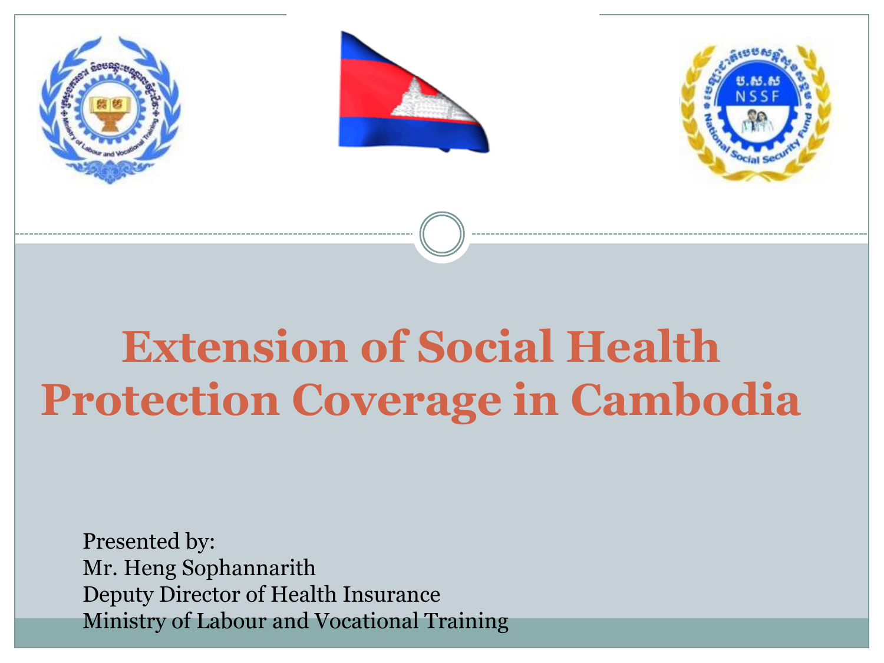# Extension of Social Health Protection Coverage in Cambodia

Presented by:
Mr. Heng Sophannarith
Deputy Director of Health Insurance
Ministry of Labour and Vocational Training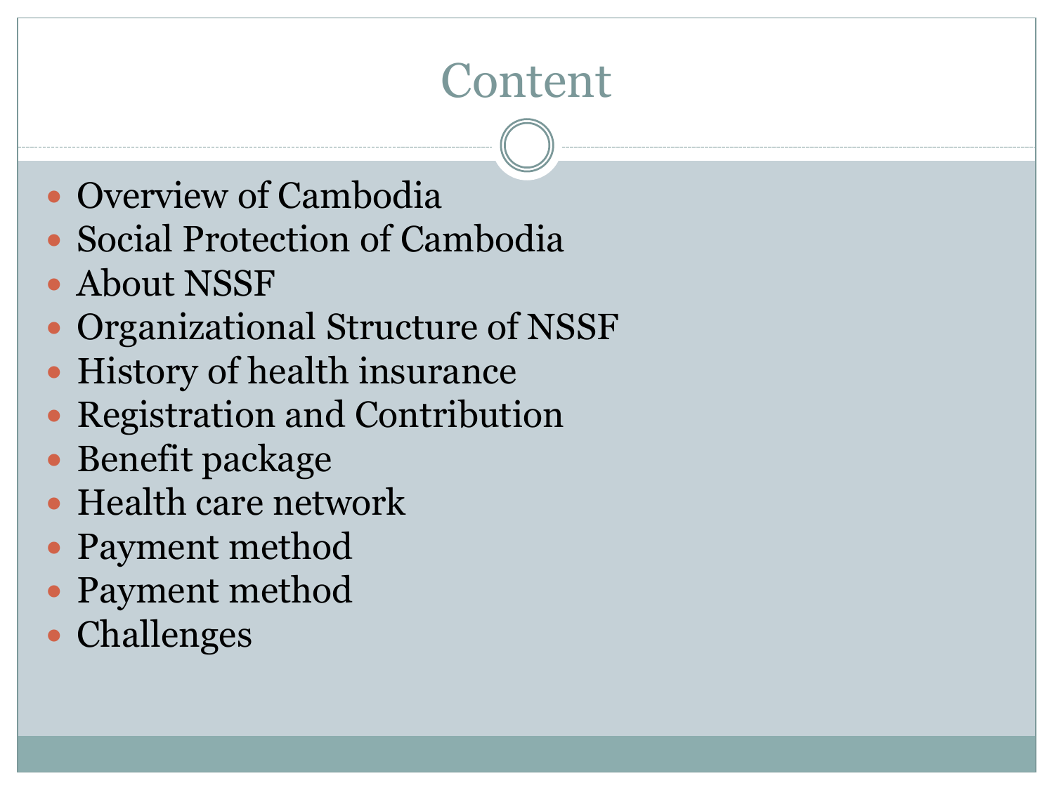# Content

- Overview of Cambodia
- Social Protection of Cambodia
- About NSSF
- Organizational Structure of NSSF
- History of health insurance
- Registration and Contribution
- Benefit package
- Health care network
- Payment method
- Payment method
- Challenges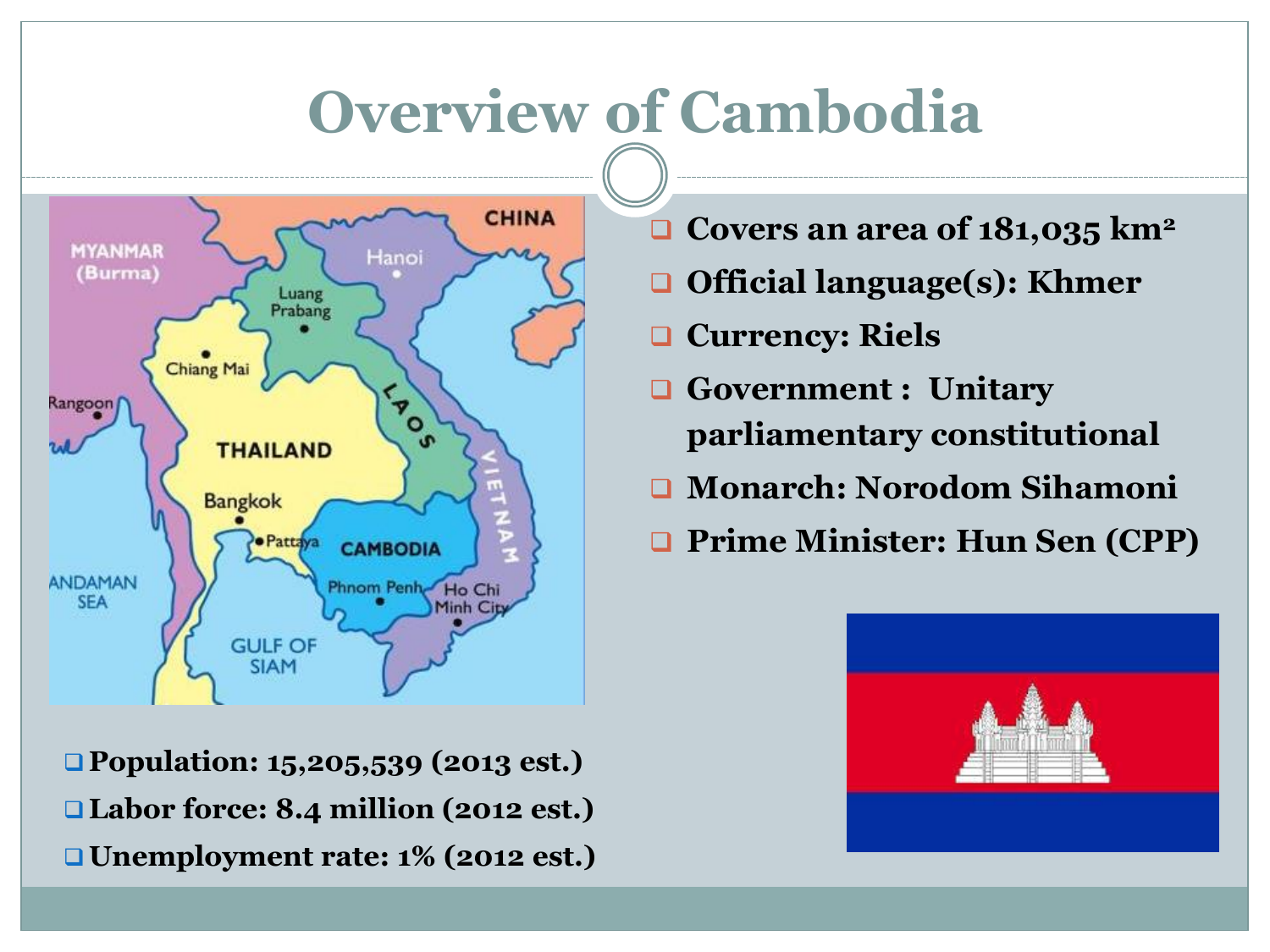# Overview of Cambodia

- **Covers an area of 181,035 km²**
- **Official language(s): Khmer**
- **Currency: Riels**
- **Government : Unitary parliamentary constitutional**
- **Monarch: Norodom Sihamoni**
- **Prime Minister: Hun Sen (CPP)**

- **Population: 15,205,539 (2013 est.)**
- **Labor force: 8.4 million (2012 est.)**
- **Unemployment rate: 1% (2012 est.)**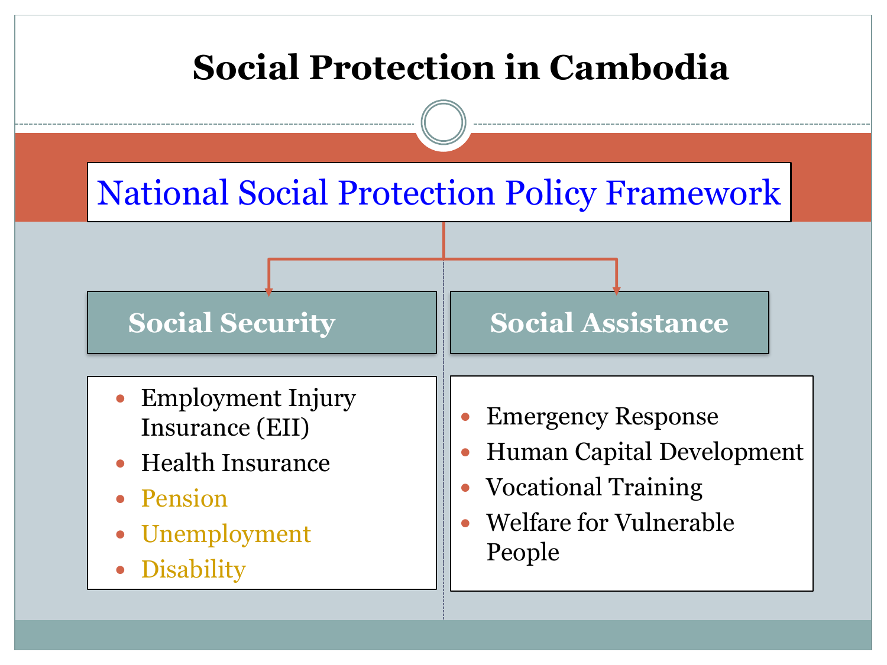# Social Protection in Cambodia

## National Social Protection Policy Framework

### Social Security

- Employment Injury Insurance (EII)
- Health Insurance
- Pension
- Unemployment
- Disability

### Social Assistance

- Emergency Response
- Human Capital Development
- Vocational Training
- Welfare for Vulnerable People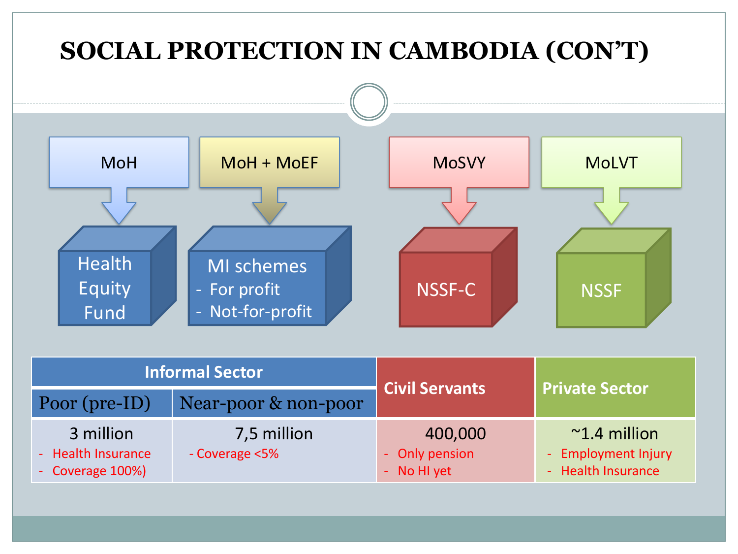# SOCIAL PROTECTION IN CAMBODIA (CON'T)

- MoH → Health Equity Fund
- MoH + MoEF → MI schemes
  - For profit
  - Not-for-profit
- MoSVY → NSSF-C
- MoLVT → NSSF

| Informal Sector | | Civil Servants | Private Sector |
|---|---|---|---|
| Poor (pre-ID) | Near-poor & non-poor | | |
| 3 million<br>- Health Insurance<br>- Coverage 100%) | 7,5 million<br>- Coverage <5% | 400,000<br>- Only pension<br>- No HI yet | ~1.4 million<br>- Employment Injury<br>- Health Insurance |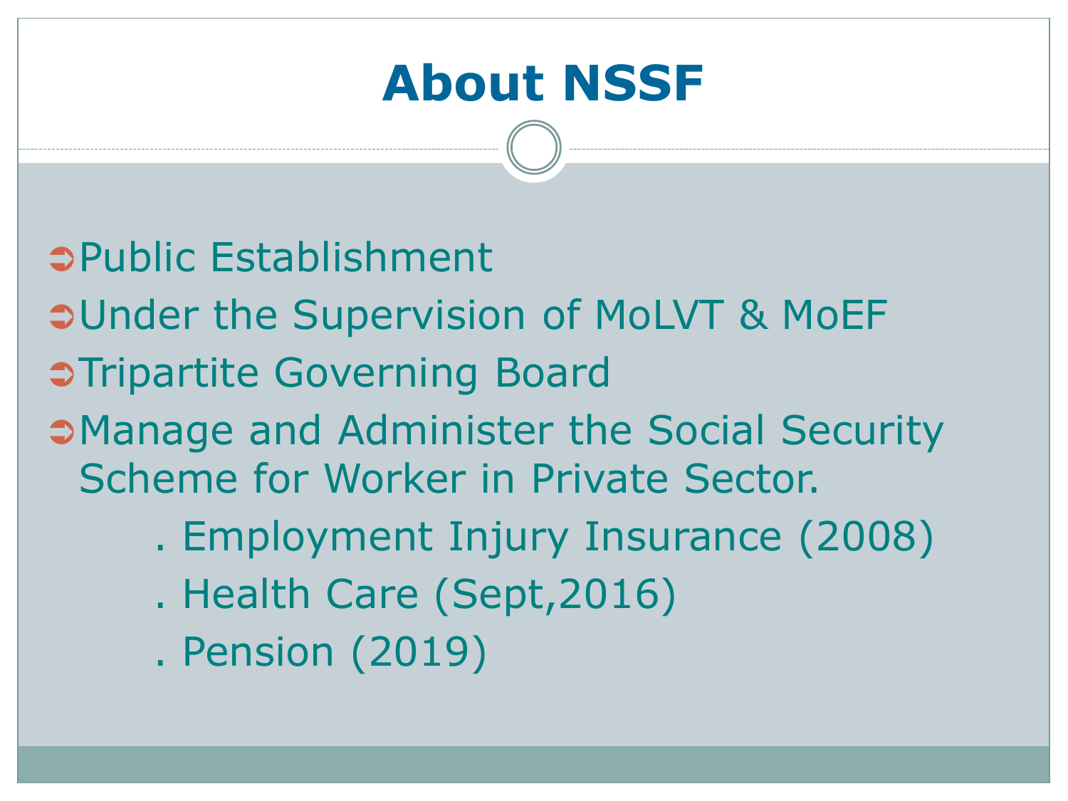# About NSSF

- Public Establishment
- Under the Supervision of MoLVT & MoEF
- Tripartite Governing Board
- Manage and Administer the Social Security Scheme for Worker in Private Sector.
  - . Employment Injury Insurance (2008)
  - . Health Care (Sept,2016)
  - . Pension (2019)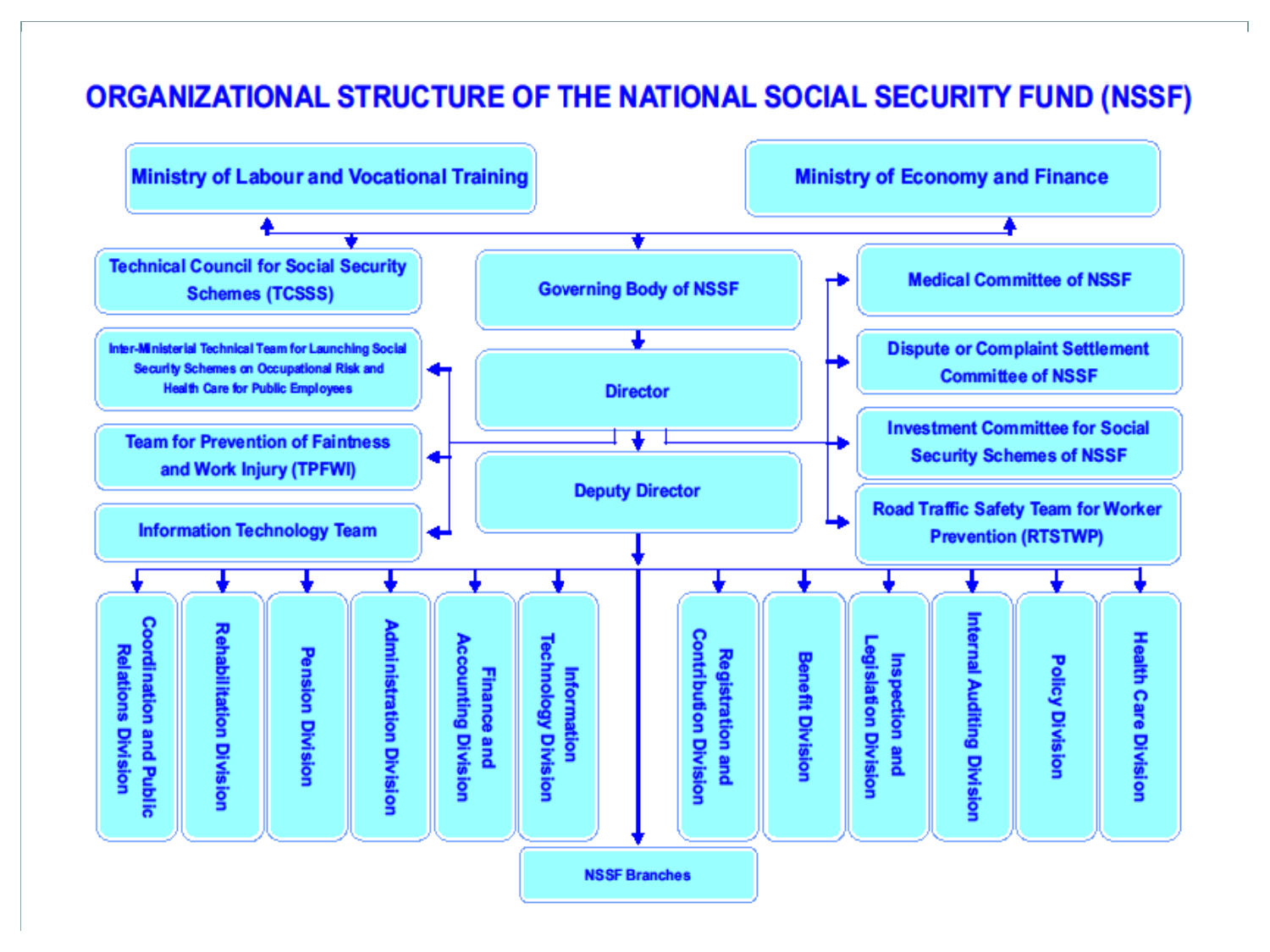# ORGANIZATIONAL STRUCTURE OF THE NATIONAL SOCIAL SECURITY FUND (NSSF)

- Ministry of Labour and Vocational Training
- Ministry of Economy and Finance
  - Technical Council for Social Security Schemes (TCSSS)
  - Governing Body of NSSF
    - Director
      - Deputy Director
    - Inter-Ministerial Technical Team for Launching Social Security Schemes on Occupational Risk and Health Care for Public Employees
    - Team for Prevention of Faintness and Work Injury (TPFWI)
    - Information Technology Team
    - Medical Committee of NSSF
    - Dispute or Complaint Settlement Committee of NSSF
    - Investment Committee for Social Security Schemes of NSSF
    - Road Traffic Safety Team for Worker Prevention (RTSTWP)

**Divisions under the Deputy Director:**

- Coordination and Public Relations Division
- Rehabilitation Division
- Pension Division
- Administration Division
- Finance and Accounting Division
- Information Technology Division
- Registration and Contribution Division
- Benefit Division
- Inspection and Legislation Division
- Internal Auditing Division
- Policy Division
- Health Care Division

**NSSF Branches**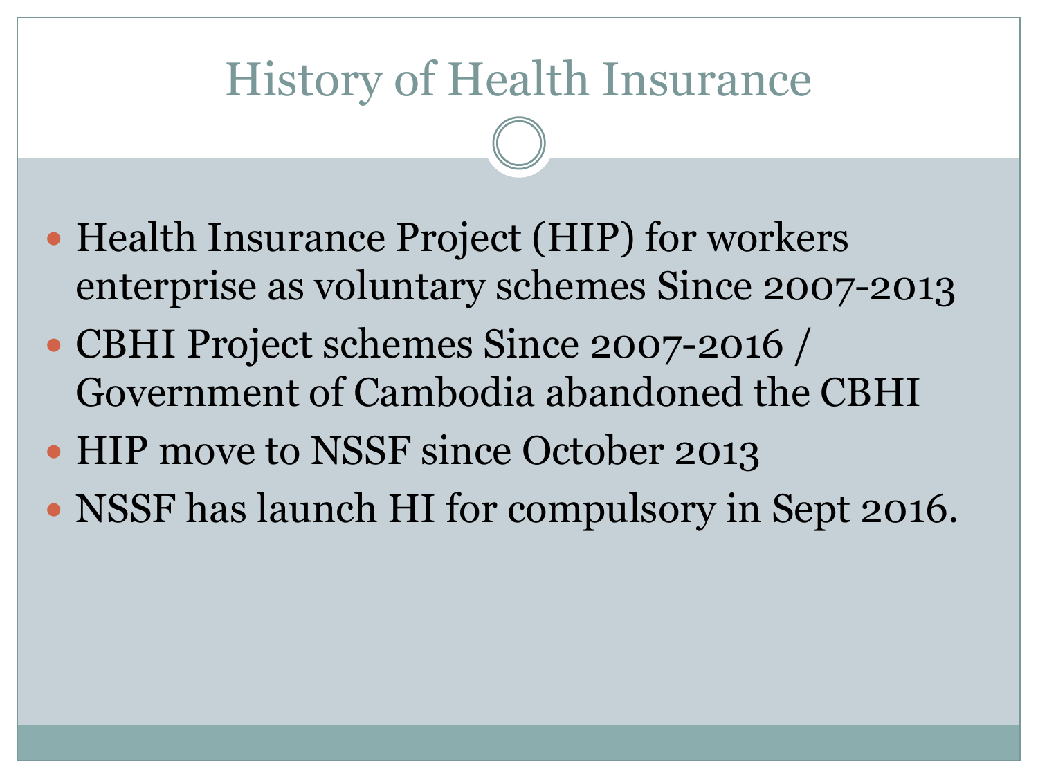# History of Health Insurance

- Health Insurance Project (HIP) for workers enterprise as voluntary schemes Since 2007-2013
- CBHI Project schemes Since 2007-2016 / Government of Cambodia abandoned the CBHI
- HIP move to NSSF since October 2013
- NSSF has launch HI for compulsory in Sept 2016.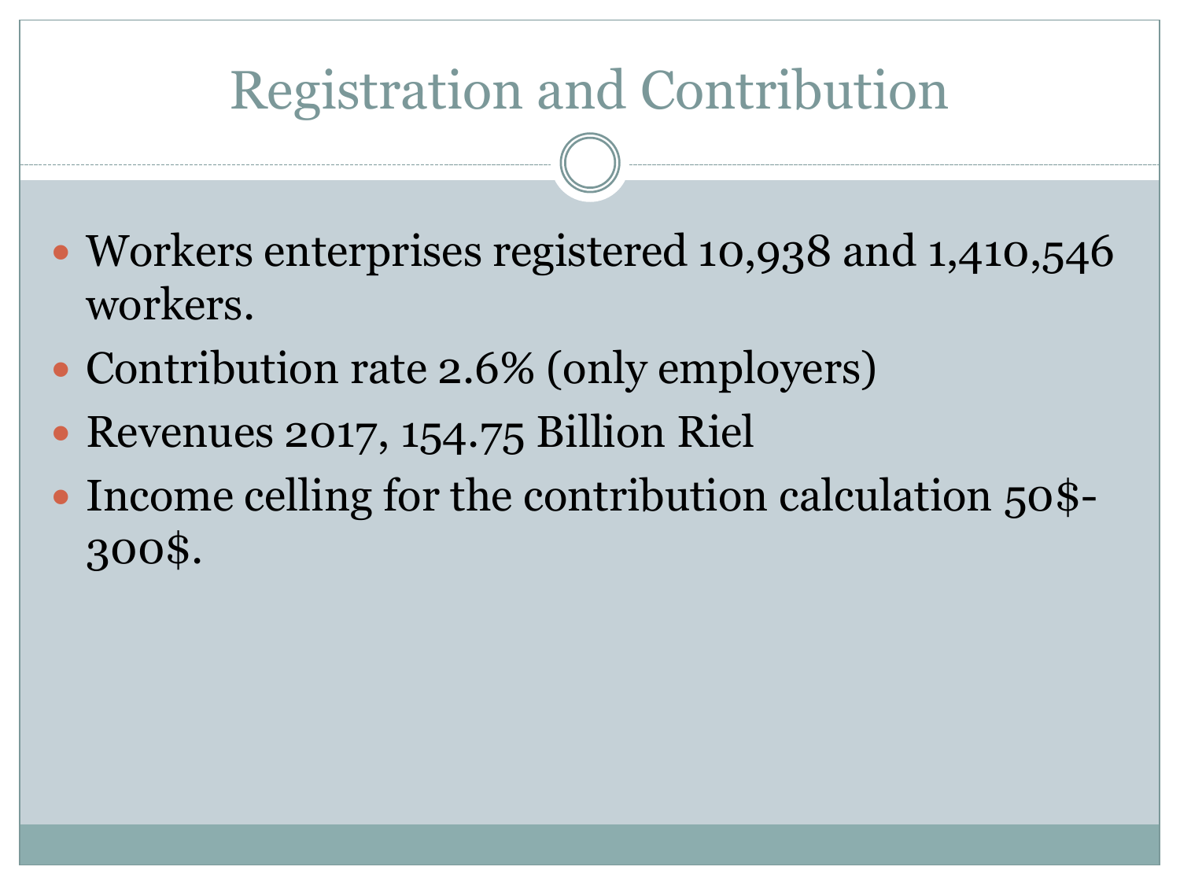# Registration and Contribution

- Workers enterprises registered 10,938 and 1,410,546 workers.
- Contribution rate 2.6% (only employers)
- Revenues 2017, 154.75 Billion Riel
- Income celling for the contribution calculation 50$-300$.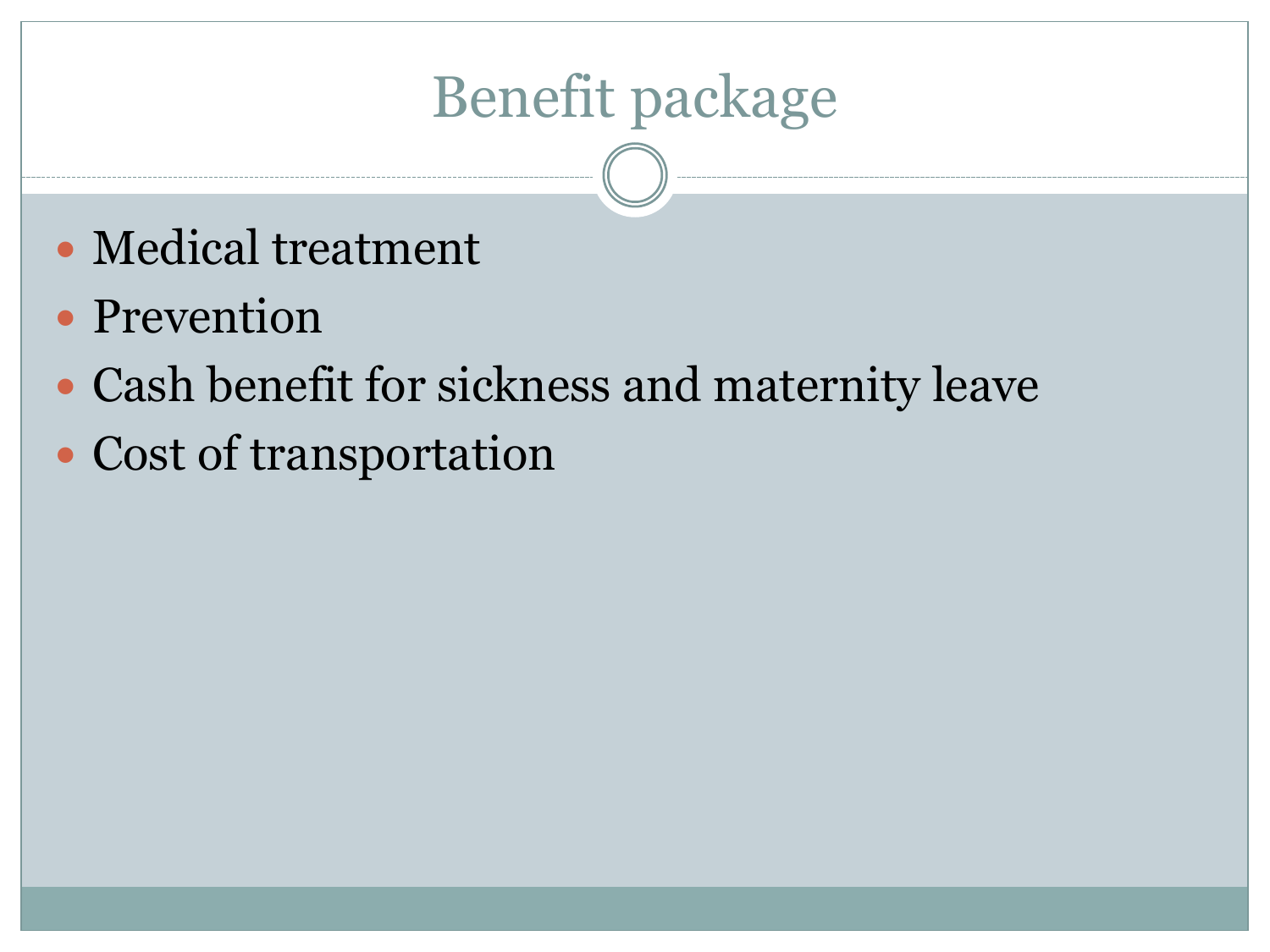# Benefit package

- Medical treatment
- Prevention
- Cash benefit for sickness and maternity leave
- Cost of transportation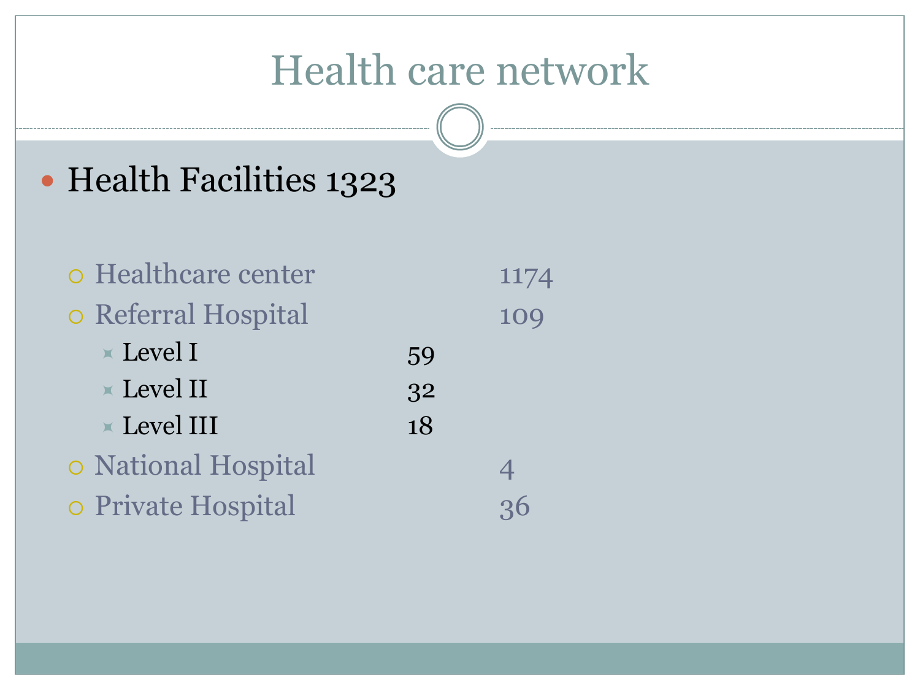# Health care network

- Health Facilities 1323
  - Healthcare center 1174
  - Referral Hospital 109
    - Level I 59
    - Level II 32
    - Level III 18
  - National Hospital 4
  - Private Hospital 36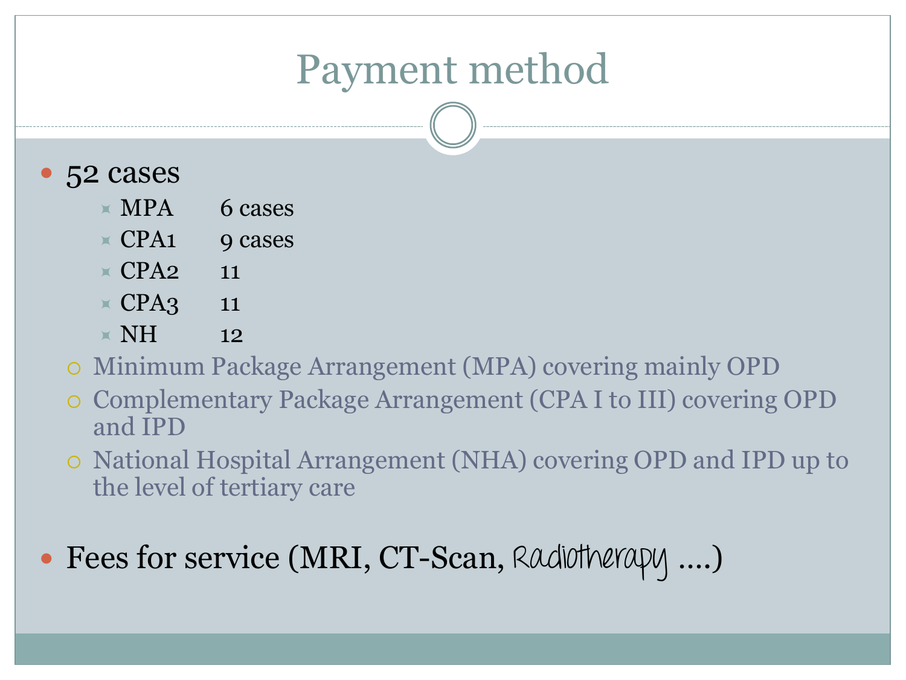# Payment method

- 52 cases
  - MPA 6 cases
  - CPA1 9 cases
  - CPA2 11
  - CPA3 11
  - NH 12
  - Minimum Package Arrangement (MPA) covering mainly OPD
  - Complementary Package Arrangement (CPA I to III) covering OPD and IPD
  - National Hospital Arrangement (NHA) covering OPD and IPD up to the level of tertiary care
- Fees for service (MRI, CT-Scan, Radiotherapy ....)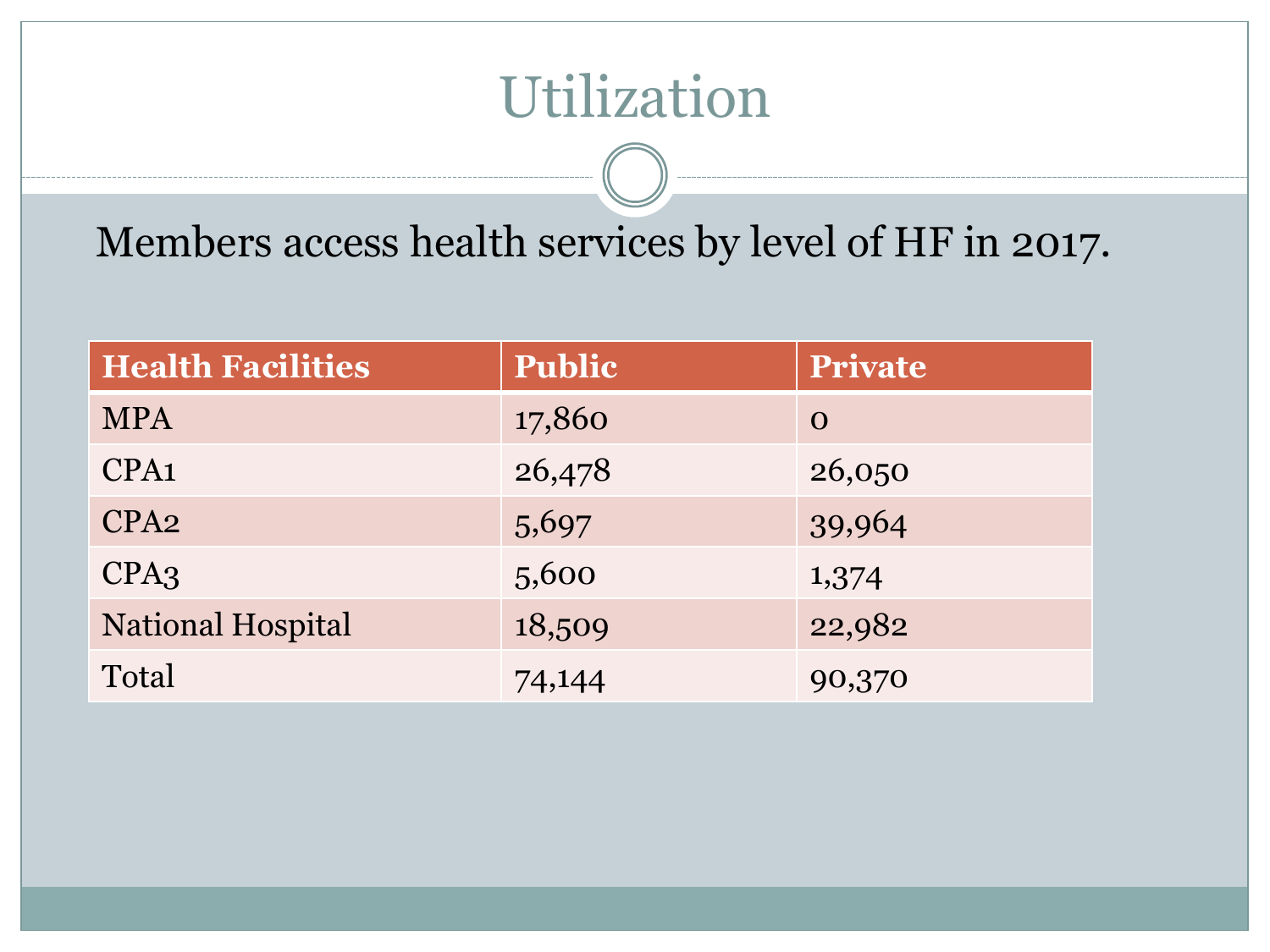# Utilization

Members access health services by level of HF in 2017.

| Health Facilities | Public | Private |
|---|---|---|
| MPA | 17,860 | 0 |
| CPA1 | 26,478 | 26,050 |
| CPA2 | 5,697 | 39,964 |
| CPA3 | 5,600 | 1,374 |
| National Hospital | 18,509 | 22,982 |
| Total | 74,144 | 90,370 |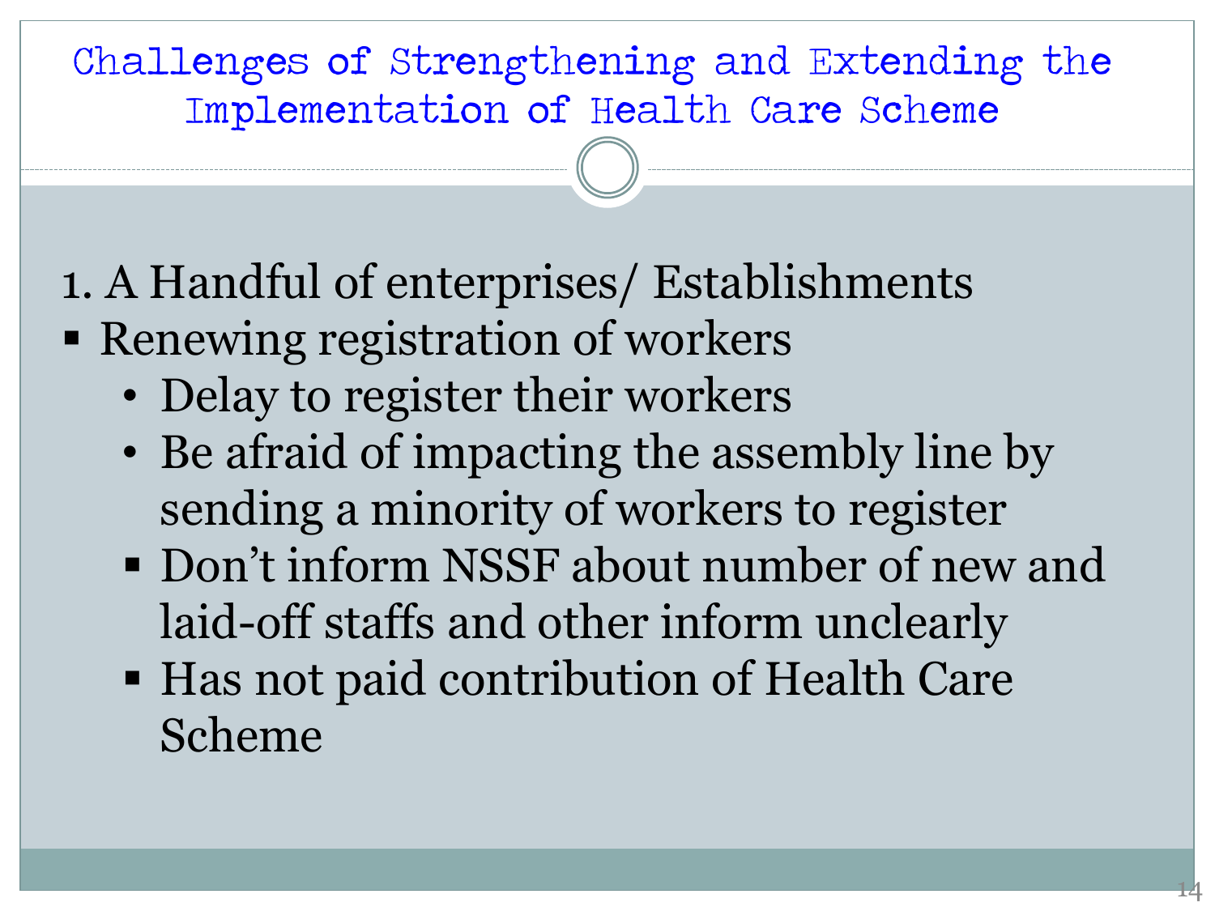# Challenges of Strengthening and Extending the Implementation of Health Care Scheme

1. A Handful of enterprises/ Establishments

- Renewing registration of workers
  - Delay to register their workers
  - Be afraid of impacting the assembly line by sending a minority of workers to register
  - Don't inform NSSF about number of new and laid-off staffs and other inform unclearly
  - Has not paid contribution of Health Care Scheme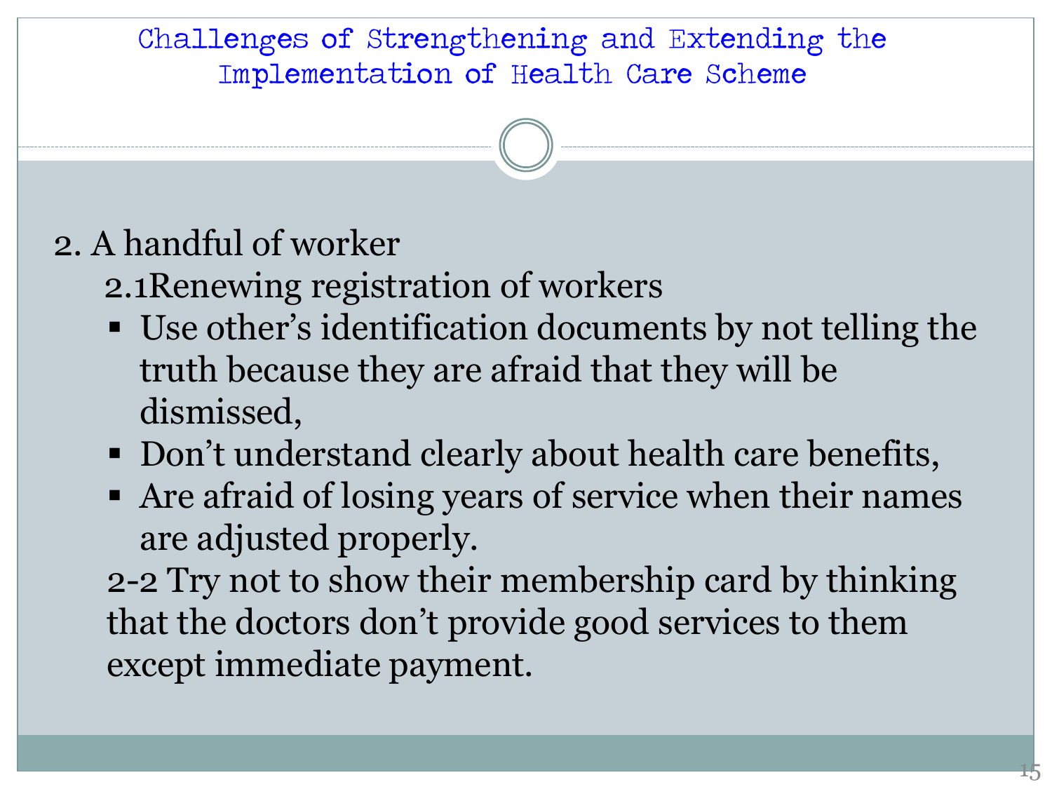# Challenges of Strengthening and Extending the Implementation of Health Care Scheme

2. A handful of worker

   2.1Renewing registration of workers

   - Use other's identification documents by not telling the truth because they are afraid that they will be dismissed,
   - Don't understand clearly about health care benefits,
   - Are afraid of losing years of service when their names are adjusted properly.

   2-2 Try not to show their membership card by thinking that the doctors don't provide good services to them except immediate payment.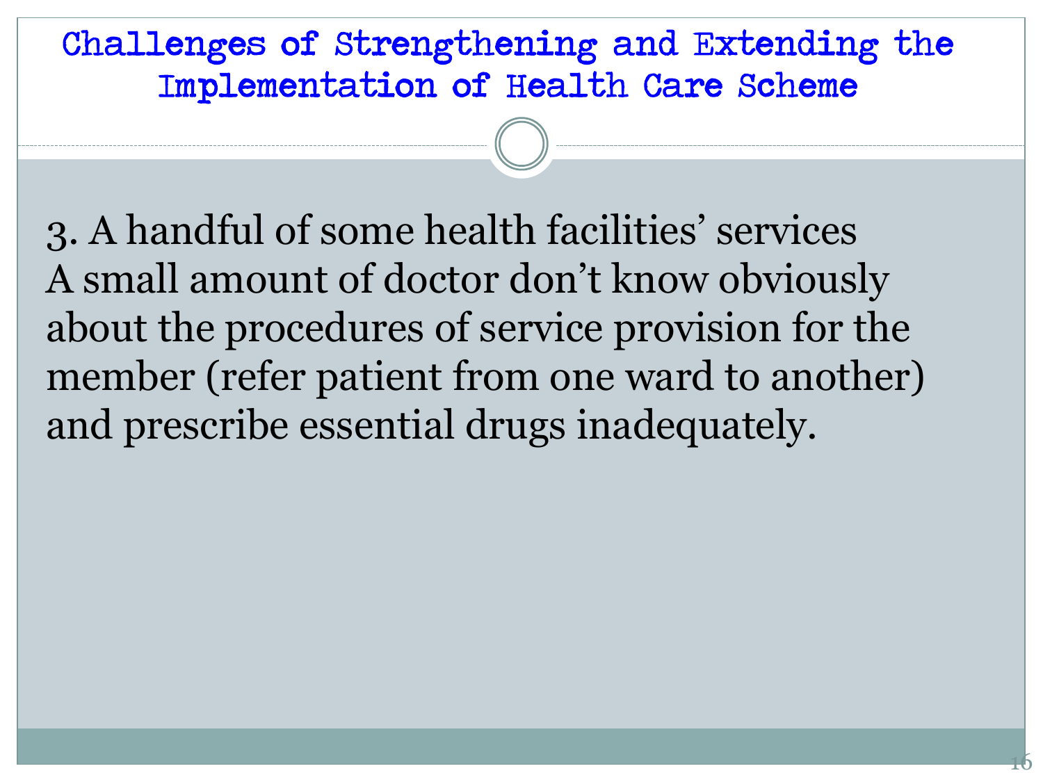# Challenges of Strengthening and Extending the Implementation of Health Care Scheme

3. A handful of some health facilities' services
A small amount of doctor don't know obviously about the procedures of service provision for the member (refer patient from one ward to another) and prescribe essential drugs inadequately.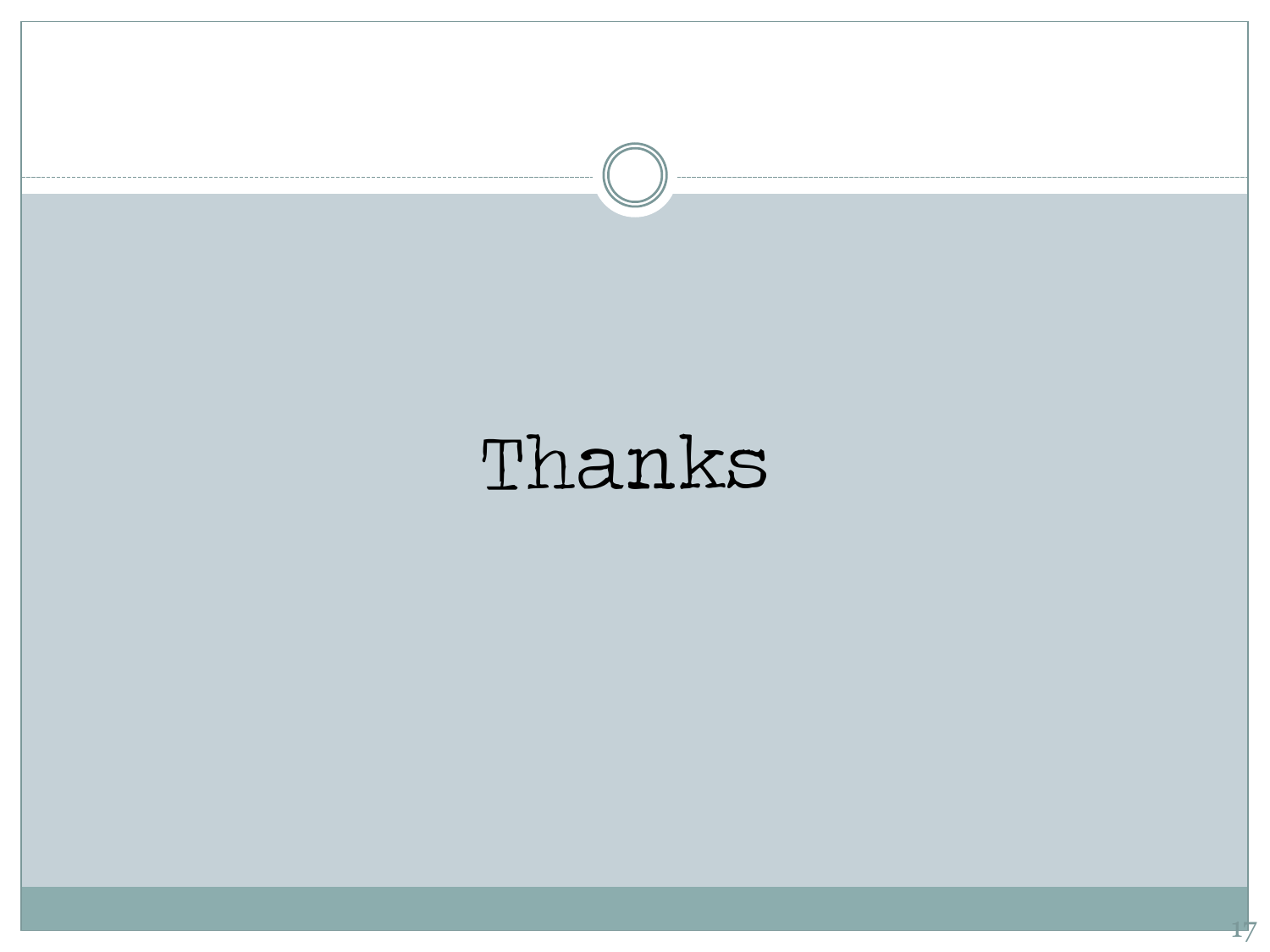# Thanks